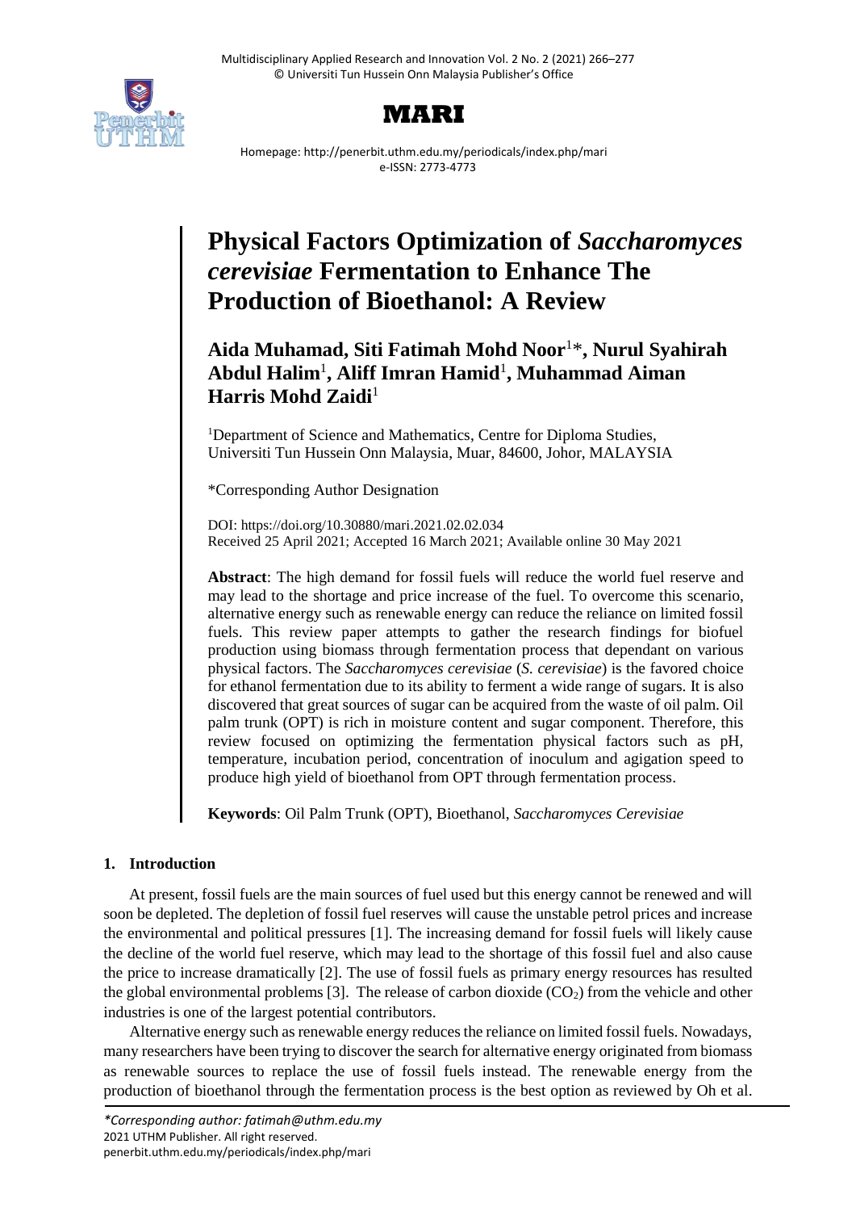# MARI

Homepage: http://penerbit.uthm.edu.my/periodicals/index.php/mari
e-ISSN: 2773-4773

# Physical Factors Optimization of *Saccharomyces cerevisiae* Fermentation to Enhance The Production of Bioethanol: A Review

**Aida Muhamad, Siti Fatimah Mohd Noor[1]*, Nurul Syahirah Abdul Halim[1], Aliff Imran Hamid[1], Muhammad Aiman Harris Mohd Zaidi[1]**

[1]Department of Science and Mathematics, Centre for Diploma Studies, Universiti Tun Hussein Onn Malaysia, Muar, 84600, Johor, MALAYSIA

*Corresponding Author Designation

DOI: https://doi.org/10.30880/mari.2021.02.02.034
Received 25 April 2021; Accepted 16 March 2021; Available online 30 May 2021

**Abstract**: The high demand for fossil fuels will reduce the world fuel reserve and may lead to the shortage and price increase of the fuel. To overcome this scenario, alternative energy such as renewable energy can reduce the reliance on limited fossil fuels. This review paper attempts to gather the research findings for biofuel production using biomass through fermentation process that dependant on various physical factors. The *Saccharomyces cerevisiae* (*S. cerevisiae*) is the favored choice for ethanol fermentation due to its ability to ferment a wide range of sugars. It is also discovered that great sources of sugar can be acquired from the waste of oil palm. Oil palm trunk (OPT) is rich in moisture content and sugar component. Therefore, this review focused on optimizing the fermentation physical factors such as pH, temperature, incubation period, concentration of inoculum and agigation speed to produce high yield of bioethanol from OPT through fermentation process.

**Keywords**: Oil Palm Trunk (OPT), Bioethanol, *Saccharomyces Cerevisiae*

## 1. Introduction

At present, fossil fuels are the main sources of fuel used but this energy cannot be renewed and will soon be depleted. The depletion of fossil fuel reserves will cause the unstable petrol prices and increase the environmental and political pressures [1]. The increasing demand for fossil fuels will likely cause the decline of the world fuel reserve, which may lead to the shortage of this fossil fuel and also cause the price to increase dramatically [2]. The use of fossil fuels as primary energy resources has resulted the global environmental problems [3]. The release of carbon dioxide ($CO_2$) from the vehicle and other industries is one of the largest potential contributors.

Alternative energy such as renewable energy reduces the reliance on limited fossil fuels. Nowadays, many researchers have been trying to discover the search for alternative energy originated from biomass as renewable sources to replace the use of fossil fuels instead. The renewable energy from the production of bioethanol through the fermentation process is the best option as reviewed by Oh et al.

*Corresponding author: fatimah@uthm.edu.my
2021 UTHM Publisher. All right reserved.
penerbit.uthm.edu.my/periodicals/index.php/mari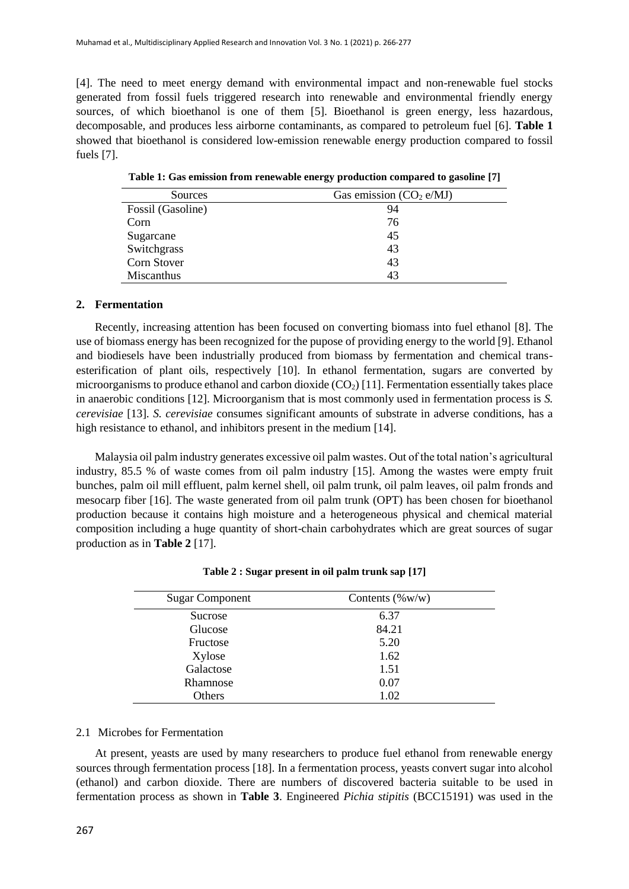[4]. The need to meet energy demand with environmental impact and non-renewable fuel stocks generated from fossil fuels triggered research into renewable and environmental friendly energy sources, of which bioethanol is one of them [5]. Bioethanol is green energy, less hazardous, decomposable, and produces less airborne contaminants, as compared to petroleum fuel [6]. **Table 1** showed that bioethanol is considered low-emission renewable energy production compared to fossil fuels [7].

**Table 1: Gas emission from renewable energy production compared to gasoline [7]**

| Sources | Gas emission ($CO_2$ e/MJ) |
|---|---|
| Fossil (Gasoline) | 94 |
| Corn | 76 |
| Sugarcane | 45 |
| Switchgrass | 43 |
| Corn Stover | 43 |
| Miscanthus | 43 |

## 2. Fermentation

Recently, increasing attention has been focused on converting biomass into fuel ethanol [8]. The use of biomass energy has been recognized for the pupose of providing energy to the world [9]. Ethanol and biodiesels have been industrially produced from biomass by fermentation and chemical trans-esterification of plant oils, respectively [10]. In ethanol fermentation, sugars are converted by microorganisms to produce ethanol and carbon dioxide ($CO_2$) [11]. Fermentation essentially takes place in anaerobic conditions [12]. Microorganism that is most commonly used in fermentation process is *S. cerevisiae* [13]. *S. cerevisiae* consumes significant amounts of substrate in adverse conditions, has a high resistance to ethanol, and inhibitors present in the medium [14].

Malaysia oil palm industry generates excessive oil palm wastes. Out of the total nation's agricultural industry, 85.5 % of waste comes from oil palm industry [15]. Among the wastes were empty fruit bunches, palm oil mill effluent, palm kernel shell, oil palm trunk, oil palm leaves, oil palm fronds and mesocarp fiber [16]. The waste generated from oil palm trunk (OPT) has been chosen for bioethanol production because it contains high moisture and a heterogeneous physical and chemical material composition including a huge quantity of short-chain carbohydrates which are great sources of sugar production as in **Table 2** [17].

**Table 2 : Sugar present in oil palm trunk sap [17]**

| Sugar Component | Contents (%w/w) |
|---|---|
| Sucrose | 6.37 |
| Glucose | 84.21 |
| Fructose | 5.20 |
| Xylose | 1.62 |
| Galactose | 1.51 |
| Rhamnose | 0.07 |
| Others | 1.02 |

### 2.1 Microbes for Fermentation

At present, yeasts are used by many researchers to produce fuel ethanol from renewable energy sources through fermentation process [18]. In a fermentation process, yeasts convert sugar into alcohol (ethanol) and carbon dioxide. There are numbers of discovered bacteria suitable to be used in fermentation process as shown in **Table 3**. Engineered *Pichia stipitis* (BCC15191) was used in the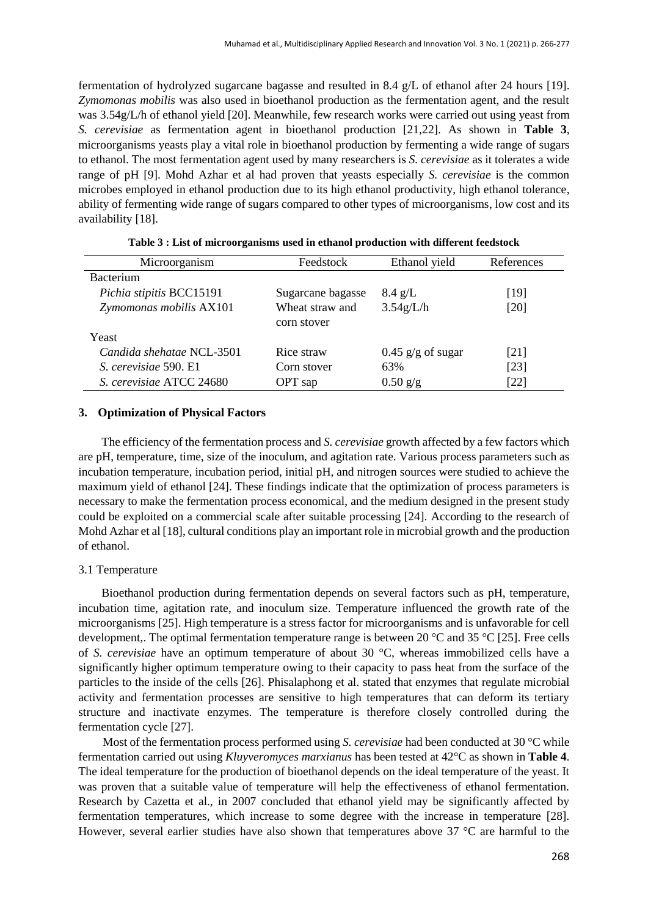fermentation of hydrolyzed sugarcane bagasse and resulted in 8.4 g/L of ethanol after 24 hours [19]. *Zymomonas mobilis* was also used in bioethanol production as the fermentation agent, and the result was 3.54g/L/h of ethanol yield [20]. Meanwhile, few research works were carried out using yeast from *S. cerevisiae* as fermentation agent in bioethanol production [21,22]. As shown in **Table 3**, microorganisms yeasts play a vital role in bioethanol production by fermenting a wide range of sugars to ethanol. The most fermentation agent used by many researchers is *S. cerevisiae* as it tolerates a wide range of pH [9]. Mohd Azhar et al had proven that yeasts especially *S. cerevisiae* is the common microbes employed in ethanol production due to its high ethanol productivity, high ethanol tolerance, ability of fermenting wide range of sugars compared to other types of microorganisms, low cost and its availability [18].

**Table 3 : List of microorganisms used in ethanol production with different feedstock**

| Microorganism | Feedstock | Ethanol yield | References |
|---|---|---|---|
| Bacterium | | | |
| *Pichia stipitis* BCC15191 | Sugarcane bagasse | 8.4 g/L | [19] |
| *Zymomonas mobilis* AX101 | Wheat straw and corn stover | 3.54g/L/h | [20] |
| Yeast | | | |
| *Candida shehatae* NCL-3501 | Rice straw | 0.45 g/g of sugar | [21] |
| *S. cerevisiae* 590. E1 | Corn stover | 63% | [23] |
| *S. cerevisiae* ATCC 24680 | OPT sap | 0.50 g/g | [22] |

## 3. Optimization of Physical Factors

The efficiency of the fermentation process and *S. cerevisiae* growth affected by a few factors which are pH, temperature, time, size of the inoculum, and agitation rate. Various process parameters such as incubation temperature, incubation period, initial pH, and nitrogen sources were studied to achieve the maximum yield of ethanol [24]. These findings indicate that the optimization of process parameters is necessary to make the fermentation process economical, and the medium designed in the present study could be exploited on a commercial scale after suitable processing [24]. According to the research of Mohd Azhar et al [18], cultural conditions play an important role in microbial growth and the production of ethanol.

### 3.1 Temperature

Bioethanol production during fermentation depends on several factors such as pH, temperature, incubation time, agitation rate, and inoculum size. Temperature influenced the growth rate of the microorganisms [25]. High temperature is a stress factor for microorganisms and is unfavorable for cell development,. The optimal fermentation temperature range is between 20 °C and 35 °C [25]. Free cells of *S. cerevisiae* have an optimum temperature of about 30 °C, whereas immobilized cells have a significantly higher optimum temperature owing to their capacity to pass heat from the surface of the particles to the inside of the cells [26]. Phisalaphong et al. stated that enzymes that regulate microbial activity and fermentation processes are sensitive to high temperatures that can deform its tertiary structure and inactivate enzymes. The temperature is therefore closely controlled during the fermentation cycle [27].

Most of the fermentation process performed using *S. cerevisiae* had been conducted at 30 °C while fermentation carried out using *Kluyveromyces marxianus* has been tested at 42°C as shown in **Table 4**. The ideal temperature for the production of bioethanol depends on the ideal temperature of the yeast. It was proven that a suitable value of temperature will help the effectiveness of ethanol fermentation. Research by Cazetta et al., in 2007 concluded that ethanol yield may be significantly affected by fermentation temperatures, which increase to some degree with the increase in temperature [28]. However, several earlier studies have also shown that temperatures above 37 °C are harmful to the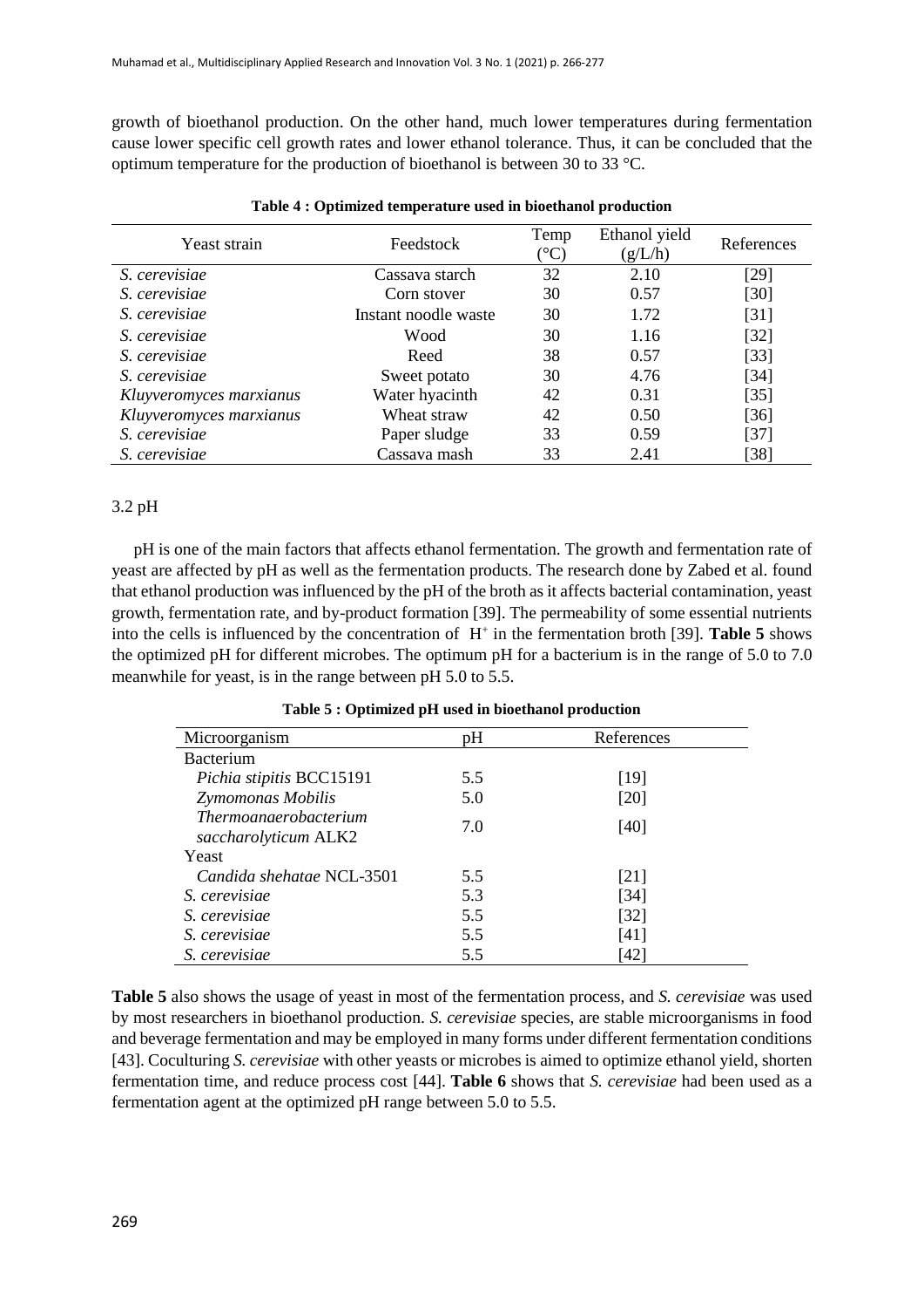growth of bioethanol production. On the other hand, much lower temperatures during fermentation cause lower specific cell growth rates and lower ethanol tolerance. Thus, it can be concluded that the optimum temperature for the production of bioethanol is between 30 to 33 °C.

**Table 4 : Optimized temperature used in bioethanol production**

| Yeast strain | Feedstock | Temp (°C) | Ethanol yield (g/L/h) | References |
|---|---|---|---|---|
| *S. cerevisiae* | Cassava starch | 32 | 2.10 | [29] |
| *S. cerevisiae* | Corn stover | 30 | 0.57 | [30] |
| *S. cerevisiae* | Instant noodle waste | 30 | 1.72 | [31] |
| *S. cerevisiae* | Wood | 30 | 1.16 | [32] |
| *S. cerevisiae* | Reed | 38 | 0.57 | [33] |
| *S. cerevisiae* | Sweet potato | 30 | 4.76 | [34] |
| *Kluyveromyces marxianus* | Water hyacinth | 42 | 0.31 | [35] |
| *Kluyveromyces marxianus* | Wheat straw | 42 | 0.50 | [36] |
| *S. cerevisiae* | Paper sludge | 33 | 0.59 | [37] |
| *S. cerevisiae* | Cassava mash | 33 | 2.41 | [38] |

3.2 pH

pH is one of the main factors that affects ethanol fermentation. The growth and fermentation rate of yeast are affected by pH as well as the fermentation products. The research done by Zabed et al. found that ethanol production was influenced by the pH of the broth as it affects bacterial contamination, yeast growth, fermentation rate, and by-product formation [39]. The permeability of some essential nutrients into the cells is influenced by the concentration of $H^+$ in the fermentation broth [39]. **Table 5** shows the optimized pH for different microbes. The optimum pH for a bacterium is in the range of 5.0 to 7.0 meanwhile for yeast, is in the range between pH 5.0 to 5.5.

**Table 5 : Optimized pH used in bioethanol production**

| Microorganism | pH | References |
|---|---|---|
| Bacterium | | |
| *Pichia stipitis* BCC15191 | 5.5 | [19] |
| *Zymomonas Mobilis* | 5.0 | [20] |
| *Thermoanaerobacterium saccharolyticum* ALK2 | 7.0 | [40] |
| Yeast | | |
| *Candida shehatae* NCL-3501 | 5.5 | [21] |
| *S. cerevisiae* | 5.3 | [34] |
| *S. cerevisiae* | 5.5 | [32] |
| *S. cerevisiae* | 5.5 | [41] |
| *S. cerevisiae* | 5.5 | [42] |

**Table 5** also shows the usage of yeast in most of the fermentation process, and *S. cerevisiae* was used by most researchers in bioethanol production. *S. cerevisiae* species, are stable microorganisms in food and beverage fermentation and may be employed in many forms under different fermentation conditions [43]. Coculturing *S. cerevisiae* with other yeasts or microbes is aimed to optimize ethanol yield, shorten fermentation time, and reduce process cost [44]. **Table 6** shows that *S. cerevisiae* had been used as a fermentation agent at the optimized pH range between 5.0 to 5.5.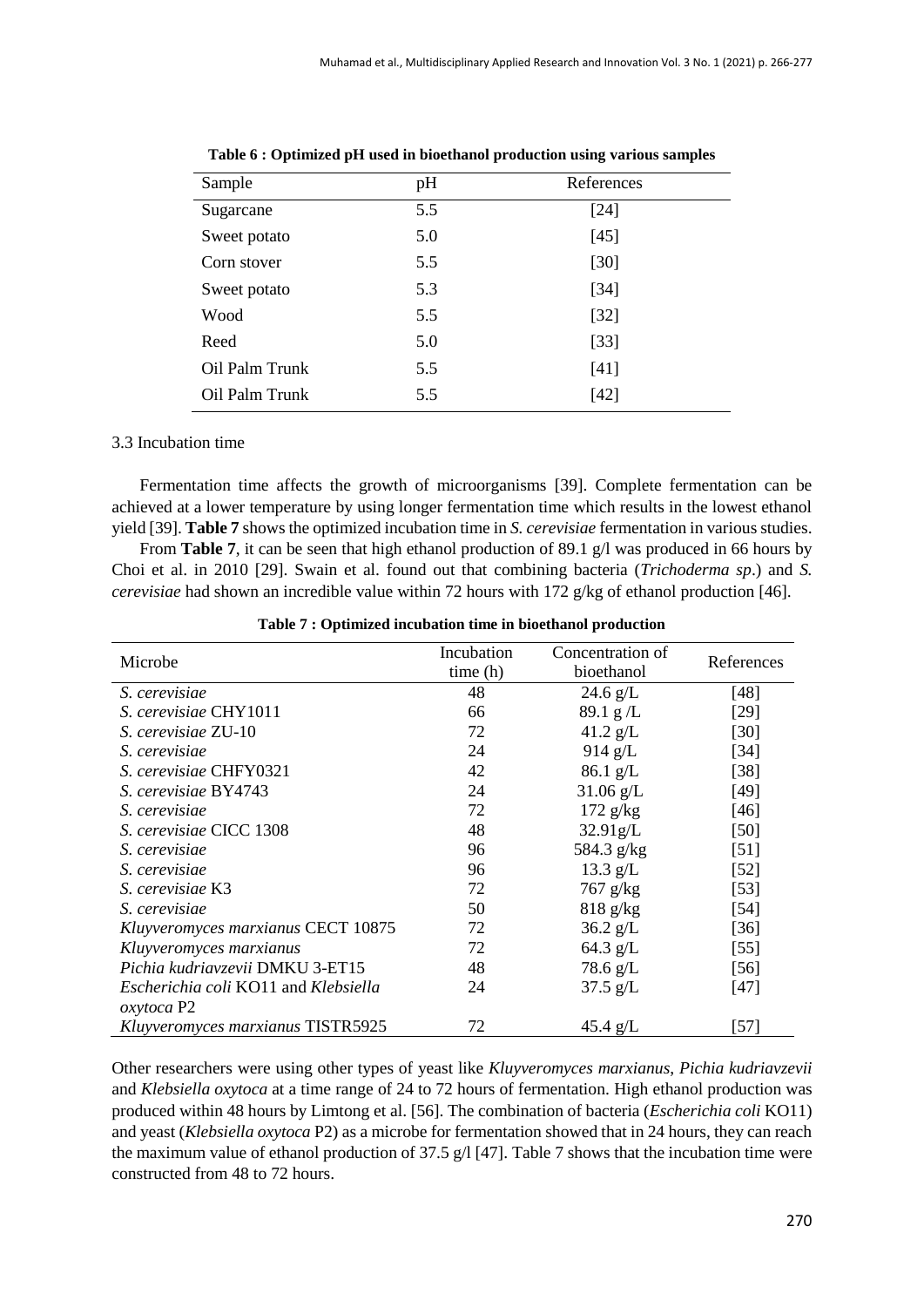**Table 6 : Optimized pH used in bioethanol production using various samples**

| Sample | pH | References |
|---|---|---|
| Sugarcane | 5.5 | [24] |
| Sweet potato | 5.0 | [45] |
| Corn stover | 5.5 | [30] |
| Sweet potato | 5.3 | [34] |
| Wood | 5.5 | [32] |
| Reed | 5.0 | [33] |
| Oil Palm Trunk | 5.5 | [41] |
| Oil Palm Trunk | 5.5 | [42] |

3.3 Incubation time

Fermentation time affects the growth of microorganisms [39]. Complete fermentation can be achieved at a lower temperature by using longer fermentation time which results in the lowest ethanol yield [39]. **Table 7** shows the optimized incubation time in *S. cerevisiae* fermentation in various studies.

From **Table 7**, it can be seen that high ethanol production of 89.1 g/l was produced in 66 hours by Choi et al. in 2010 [29]. Swain et al. found out that combining bacteria (*Trichoderma sp*.) and *S. cerevisiae* had shown an incredible value within 72 hours with 172 g/kg of ethanol production [46].

**Table 7 : Optimized incubation time in bioethanol production**

| Microbe | Incubation time (h) | Concentration of bioethanol | References |
|---|---|---|---|
| *S. cerevisiae* | 48 | 24.6 g/L | [48] |
| *S. cerevisiae* CHY1011 | 66 | 89.1 g /L | [29] |
| *S. cerevisiae* ZU-10 | 72 | 41.2 g/L | [30] |
| *S. cerevisiae* | 24 | 914 g/L | [34] |
| *S. cerevisiae* CHFY0321 | 42 | 86.1 g/L | [38] |
| *S. cerevisiae* BY4743 | 24 | 31.06 g/L | [49] |
| *S. cerevisiae* | 72 | 172 g/kg | [46] |
| *S. cerevisiae* CICC 1308 | 48 | 32.91g/L | [50] |
| *S. cerevisiae* | 96 | 584.3 g/kg | [51] |
| *S. cerevisiae* | 96 | 13.3 g/L | [52] |
| *S. cerevisiae* K3 | 72 | 767 g/kg | [53] |
| *S. cerevisiae* | 50 | 818 g/kg | [54] |
| *Kluyveromyces marxianus* CECT 10875 | 72 | 36.2 g/L | [36] |
| *Kluyveromyces marxianus* | 72 | 64.3 g/L | [55] |
| *Pichia kudriavzevii* DMKU 3-ET15 | 48 | 78.6 g/L | [56] |
| *Escherichia coli* KO11 and *Klebsiella oxytoca* P2 | 24 | 37.5 g/L | [47] |
| *Kluyveromyces marxianus* TISTR5925 | 72 | 45.4 g/L | [57] |

Other researchers were using other types of yeast like *Kluyveromyces marxianus*, *Pichia kudriavzevii* and *Klebsiella oxytoca* at a time range of 24 to 72 hours of fermentation. High ethanol production was produced within 48 hours by Limtong et al. [56]. The combination of bacteria (*Escherichia coli* KO11) and yeast (*Klebsiella oxytoca* P2) as a microbe for fermentation showed that in 24 hours, they can reach the maximum value of ethanol production of 37.5 g/l [47]. Table 7 shows that the incubation time were constructed from 48 to 72 hours.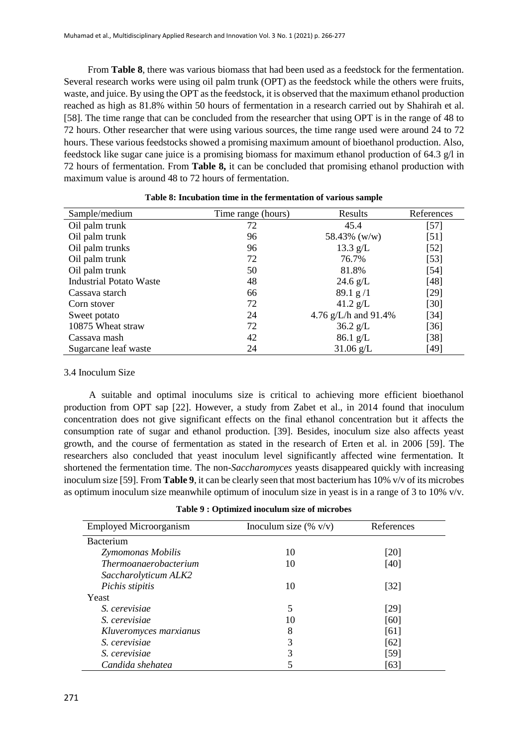From **Table 8**, there was various biomass that had been used as a feedstock for the fermentation. Several research works were using oil palm trunk (OPT) as the feedstock while the others were fruits, waste, and juice. By using the OPT as the feedstock, it is observed that the maximum ethanol production reached as high as 81.8% within 50 hours of fermentation in a research carried out by Shahirah et al. [58]. The time range that can be concluded from the researcher that using OPT is in the range of 48 to 72 hours. Other researcher that were using various sources, the time range used were around 24 to 72 hours. These various feedstocks showed a promising maximum amount of bioethanol production. Also, feedstock like sugar cane juice is a promising biomass for maximum ethanol production of 64.3 g/l in 72 hours of fermentation. From **Table 8,** it can be concluded that promising ethanol production with maximum value is around 48 to 72 hours of fermentation.

**Table 8: Incubation time in the fermentation of various sample**

| Sample/medium | Time range (hours) | Results | References |
|---|---|---|---|
| Oil palm trunk | 72 | 45.4 | [57] |
| Oil palm trunk | 96 | 58.43% (w/w) | [51] |
| Oil palm trunks | 96 | 13.3 g/L | [52] |
| Oil palm trunk | 72 | 76.7% | [53] |
| Oil palm trunk | 50 | 81.8% | [54] |
| Industrial Potato Waste | 48 | 24.6 g/L | [48] |
| Cassava starch | 66 | 89.1 g /1 | [29] |
| Corn stover | 72 | 41.2 g/L | [30] |
| Sweet potato | 24 | 4.76 g/L/h and 91.4% | [34] |
| 10875 Wheat straw | 72 | 36.2 g/L | [36] |
| Cassava mash | 42 | 86.1 g/L | [38] |
| Sugarcane leaf waste | 24 | 31.06 g/L | [49] |

3.4 Inoculum Size

A suitable and optimal inoculums size is critical to achieving more efficient bioethanol production from OPT sap [22]. However, a study from Zabet et al., in 2014 found that inoculum concentration does not give significant effects on the final ethanol concentration but it affects the consumption rate of sugar and ethanol production. [39]. Besides, inoculum size also affects yeast growth, and the course of fermentation as stated in the research of Erten et al. in 2006 [59]. The researchers also concluded that yeast inoculum level significantly affected wine fermentation. It shortened the fermentation time. The non-*Saccharomyces* yeasts disappeared quickly with increasing inoculum size [59]. From **Table 9**, it can be clearly seen that most bacterium has 10% v/v of its microbes as optimum inoculum size meanwhile optimum of inoculum size in yeast is in a range of 3 to 10% v/v.

**Table 9 : Optimized inoculum size of microbes**

| Employed Microorganism | Inoculum size (% v/v) | References |
|---|---|---|
| Bacterium | | |
| *Zymomonas Mobilis* | 10 | [20] |
| *Thermoanaerobacterium Saccharolyticum ALK2* | 10 | [40] |
| *Pichis stipitis* | 10 | [32] |
| Yeast | | |
| *S. cerevisiae* | 5 | [29] |
| *S. cerevisiae* | 10 | [60] |
| *Kluveromyces marxianus* | 8 | [61] |
| *S. cerevisiae* | 3 | [62] |
| *S. cerevisiae* | 3 | [59] |
| *Candida shehatea* | 5 | [63] |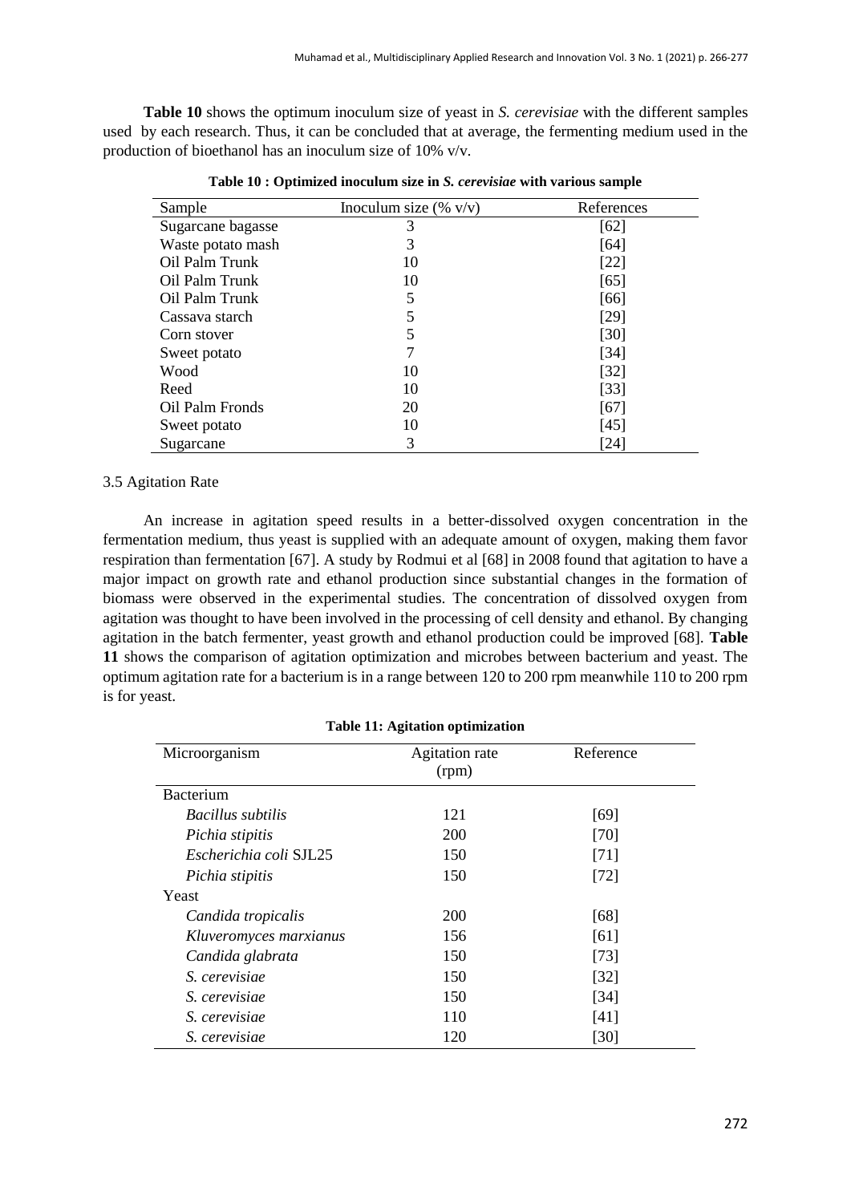**Table 10** shows the optimum inoculum size of yeast in *S. cerevisiae* with the different samples used by each research. Thus, it can be concluded that at average, the fermenting medium used in the production of bioethanol has an inoculum size of 10% v/v.

**Table 10 : Optimized inoculum size in *S. cerevisiae* with various sample**

| Sample | Inoculum size (% v/v) | References |
|---|---|---|
| Sugarcane bagasse | 3 | [62] |
| Waste potato mash | 3 | [64] |
| Oil Palm Trunk | 10 | [22] |
| Oil Palm Trunk | 10 | [65] |
| Oil Palm Trunk | 5 | [66] |
| Cassava starch | 5 | [29] |
| Corn stover | 5 | [30] |
| Sweet potato | 7 | [34] |
| Wood | 10 | [32] |
| Reed | 10 | [33] |
| Oil Palm Fronds | 20 | [67] |
| Sweet potato | 10 | [45] |
| Sugarcane | 3 | [24] |

### 3.5 Agitation Rate

An increase in agitation speed results in a better-dissolved oxygen concentration in the fermentation medium, thus yeast is supplied with an adequate amount of oxygen, making them favor respiration than fermentation [67]. A study by Rodmui et al [68] in 2008 found that agitation to have a major impact on growth rate and ethanol production since substantial changes in the formation of biomass were observed in the experimental studies. The concentration of dissolved oxygen from agitation was thought to have been involved in the processing of cell density and ethanol. By changing agitation in the batch fermenter, yeast growth and ethanol production could be improved [68]. **Table 11** shows the comparison of agitation optimization and microbes between bacterium and yeast. The optimum agitation rate for a bacterium is in a range between 120 to 200 rpm meanwhile 110 to 200 rpm is for yeast.

**Table 11: Agitation optimization**

| Microorganism | Agitation rate (rpm) | Reference |
|---|---|---|
| Bacterium | | |
| *Bacillus subtilis* | 121 | [69] |
| *Pichia stipitis* | 200 | [70] |
| *Escherichia coli* SJL25 | 150 | [71] |
| *Pichia stipitis* | 150 | [72] |
| Yeast | | |
| *Candida tropicalis* | 200 | [68] |
| *Kluveromyces marxianus* | 156 | [61] |
| *Candida glabrata* | 150 | [73] |
| *S. cerevisiae* | 150 | [32] |
| *S. cerevisiae* | 150 | [34] |
| *S. cerevisiae* | 110 | [41] |
| *S. cerevisiae* | 120 | [30] |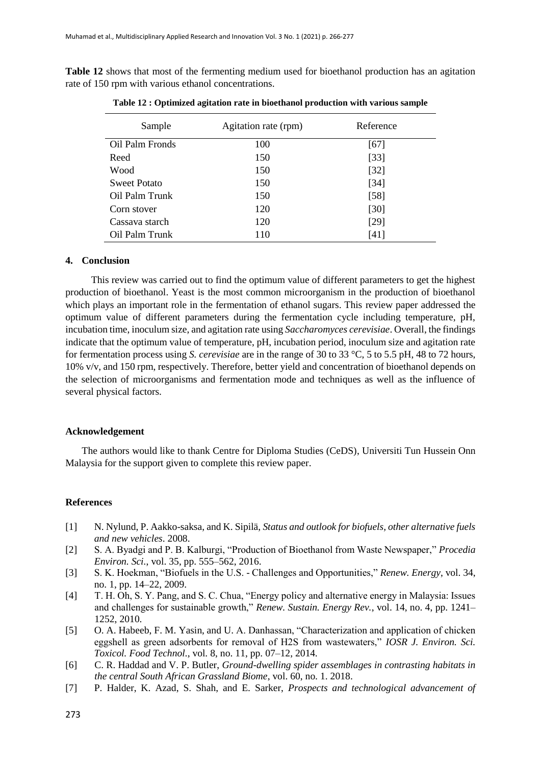**Table 12** shows that most of the fermenting medium used for bioethanol production has an agitation rate of 150 rpm with various ethanol concentrations.

**Table 12 : Optimized agitation rate in bioethanol production with various sample**

| Sample | Agitation rate (rpm) | Reference |
|---|---|---|
| Oil Palm Fronds | 100 | [67] |
| Reed | 150 | [33] |
| Wood | 150 | [32] |
| Sweet Potato | 150 | [34] |
| Oil Palm Trunk | 150 | [58] |
| Corn stover | 120 | [30] |
| Cassava starch | 120 | [29] |
| Oil Palm Trunk | 110 | [41] |

## 4. Conclusion

This review was carried out to find the optimum value of different parameters to get the highest production of bioethanol. Yeast is the most common microorganism in the production of bioethanol which plays an important role in the fermentation of ethanol sugars. This review paper addressed the optimum value of different parameters during the fermentation cycle including temperature, pH, incubation time, inoculum size, and agitation rate using *Saccharomyces cerevisiae*. Overall, the findings indicate that the optimum value of temperature, pH, incubation period, inoculum size and agitation rate for fermentation process using *S. cerevisiae* are in the range of 30 to 33 °C, 5 to 5.5 pH, 48 to 72 hours, 10% v/v, and 150 rpm, respectively. Therefore, better yield and concentration of bioethanol depends on the selection of microorganisms and fermentation mode and techniques as well as the influence of several physical factors.

## Acknowledgement

The authors would like to thank Centre for Diploma Studies (CeDS), Universiti Tun Hussein Onn Malaysia for the support given to complete this review paper.

## References

[1] N. Nylund, P. Aakko-saksa, and K. Sipilä, *Status and outlook for biofuels, other alternative fuels and new vehicles*. 2008.

[2] S. A. Byadgi and P. B. Kalburgi, "Production of Bioethanol from Waste Newspaper," *Procedia Environ. Sci.*, vol. 35, pp. 555–562, 2016.

[3] S. K. Hoekman, "Biofuels in the U.S. - Challenges and Opportunities," *Renew. Energy*, vol. 34, no. 1, pp. 14–22, 2009.

[4] T. H. Oh, S. Y. Pang, and S. C. Chua, "Energy policy and alternative energy in Malaysia: Issues and challenges for sustainable growth," *Renew. Sustain. Energy Rev.*, vol. 14, no. 4, pp. 1241–1252, 2010.

[5] O. A. Habeeb, F. M. Yasin, and U. A. Danhassan, "Characterization and application of chicken eggshell as green adsorbents for removal of H2S from wastewaters," *IOSR J. Environ. Sci. Toxicol. Food Technol.*, vol. 8, no. 11, pp. 07–12, 2014.

[6] C. R. Haddad and V. P. Butler, *Ground-dwelling spider assemblages in contrasting habitats in the central South African Grassland Biome*, vol. 60, no. 1. 2018.

[7] P. Halder, K. Azad, S. Shah, and E. Sarker, *Prospects and technological advancement of*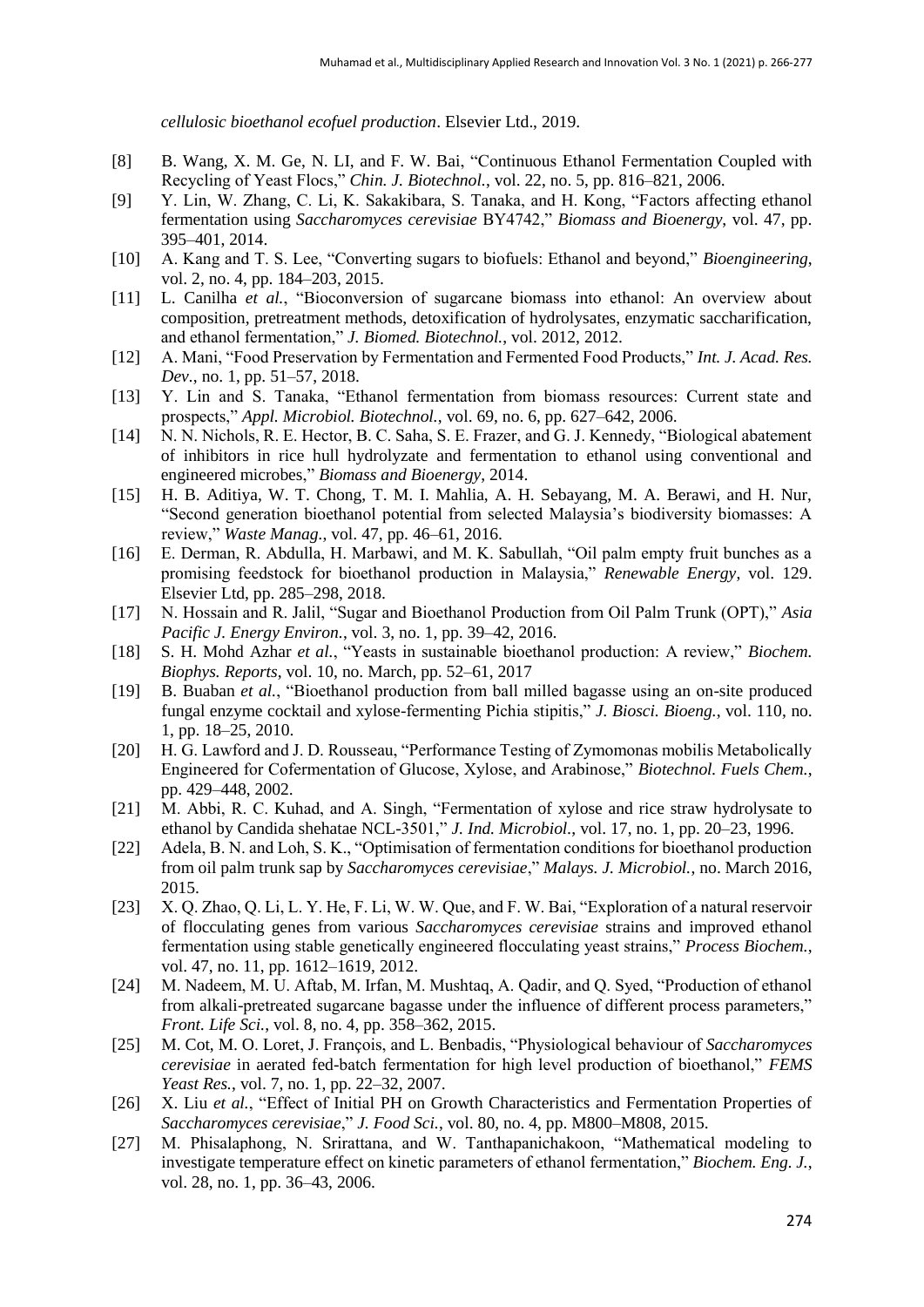*cellulosic bioethanol ecofuel production*. Elsevier Ltd., 2019.

[8] B. Wang, X. M. Ge, N. LI, and F. W. Bai, "Continuous Ethanol Fermentation Coupled with Recycling of Yeast Flocs," *Chin. J. Biotechnol.*, vol. 22, no. 5, pp. 816–821, 2006.

[9] Y. Lin, W. Zhang, C. Li, K. Sakakibara, S. Tanaka, and H. Kong, "Factors affecting ethanol fermentation using *Saccharomyces cerevisiae* BY4742," *Biomass and Bioenergy*, vol. 47, pp. 395–401, 2014.

[10] A. Kang and T. S. Lee, "Converting sugars to biofuels: Ethanol and beyond," *Bioengineering*, vol. 2, no. 4, pp. 184–203, 2015.

[11] L. Canilha *et al.*, "Bioconversion of sugarcane biomass into ethanol: An overview about composition, pretreatment methods, detoxification of hydrolysates, enzymatic saccharification, and ethanol fermentation," *J. Biomed. Biotechnol.*, vol. 2012, 2012.

[12] A. Mani, "Food Preservation by Fermentation and Fermented Food Products," *Int. J. Acad. Res. Dev.*, no. 1, pp. 51–57, 2018.

[13] Y. Lin and S. Tanaka, "Ethanol fermentation from biomass resources: Current state and prospects," *Appl. Microbiol. Biotechnol.*, vol. 69, no. 6, pp. 627–642, 2006.

[14] N. N. Nichols, R. E. Hector, B. C. Saha, S. E. Frazer, and G. J. Kennedy, "Biological abatement of inhibitors in rice hull hydrolyzate and fermentation to ethanol using conventional and engineered microbes," *Biomass and Bioenergy*, 2014.

[15] H. B. Aditiya, W. T. Chong, T. M. I. Mahlia, A. H. Sebayang, M. A. Berawi, and H. Nur, "Second generation bioethanol potential from selected Malaysia's biodiversity biomasses: A review," *Waste Manag.*, vol. 47, pp. 46–61, 2016.

[16] E. Derman, R. Abdulla, H. Marbawi, and M. K. Sabullah, "Oil palm empty fruit bunches as a promising feedstock for bioethanol production in Malaysia," *Renewable Energy*, vol. 129. Elsevier Ltd, pp. 285–298, 2018.

[17] N. Hossain and R. Jalil, "Sugar and Bioethanol Production from Oil Palm Trunk (OPT)," *Asia Pacific J. Energy Environ.*, vol. 3, no. 1, pp. 39–42, 2016.

[18] S. H. Mohd Azhar *et al.*, "Yeasts in sustainable bioethanol production: A review," *Biochem. Biophys. Reports*, vol. 10, no. March, pp. 52–61, 2017

[19] B. Buaban *et al.*, "Bioethanol production from ball milled bagasse using an on-site produced fungal enzyme cocktail and xylose-fermenting Pichia stipitis," *J. Biosci. Bioeng.*, vol. 110, no. 1, pp. 18–25, 2010.

[20] H. G. Lawford and J. D. Rousseau, "Performance Testing of Zymomonas mobilis Metabolically Engineered for Cofermentation of Glucose, Xylose, and Arabinose," *Biotechnol. Fuels Chem.*, pp. 429–448, 2002.

[21] M. Abbi, R. C. Kuhad, and A. Singh, "Fermentation of xylose and rice straw hydrolysate to ethanol by Candida shehatae NCL-3501," *J. Ind. Microbiol.*, vol. 17, no. 1, pp. 20–23, 1996.

[22] Adela, B. N. and Loh, S. K., "Optimisation of fermentation conditions for bioethanol production from oil palm trunk sap by *Saccharomyces cerevisiae*," *Malays. J. Microbiol.*, no. March 2016, 2015.

[23] X. Q. Zhao, Q. Li, L. Y. He, F. Li, W. W. Que, and F. W. Bai, "Exploration of a natural reservoir of flocculating genes from various *Saccharomyces cerevisiae* strains and improved ethanol fermentation using stable genetically engineered flocculating yeast strains," *Process Biochem.*, vol. 47, no. 11, pp. 1612–1619, 2012.

[24] M. Nadeem, M. U. Aftab, M. Irfan, M. Mushtaq, A. Qadir, and Q. Syed, "Production of ethanol from alkali-pretreated sugarcane bagasse under the influence of different process parameters," *Front. Life Sci.*, vol. 8, no. 4, pp. 358–362, 2015.

[25] M. Cot, M. O. Loret, J. François, and L. Benbadis, "Physiological behaviour of *Saccharomyces cerevisiae* in aerated fed-batch fermentation for high level production of bioethanol," *FEMS Yeast Res.*, vol. 7, no. 1, pp. 22–32, 2007.

[26] X. Liu *et al.*, "Effect of Initial PH on Growth Characteristics and Fermentation Properties of *Saccharomyces cerevisiae*," *J. Food Sci.*, vol. 80, no. 4, pp. M800–M808, 2015.

[27] M. Phisalaphong, N. Srirattana, and W. Tanthapanichakoon, "Mathematical modeling to investigate temperature effect on kinetic parameters of ethanol fermentation," *Biochem. Eng. J.*, vol. 28, no. 1, pp. 36–43, 2006.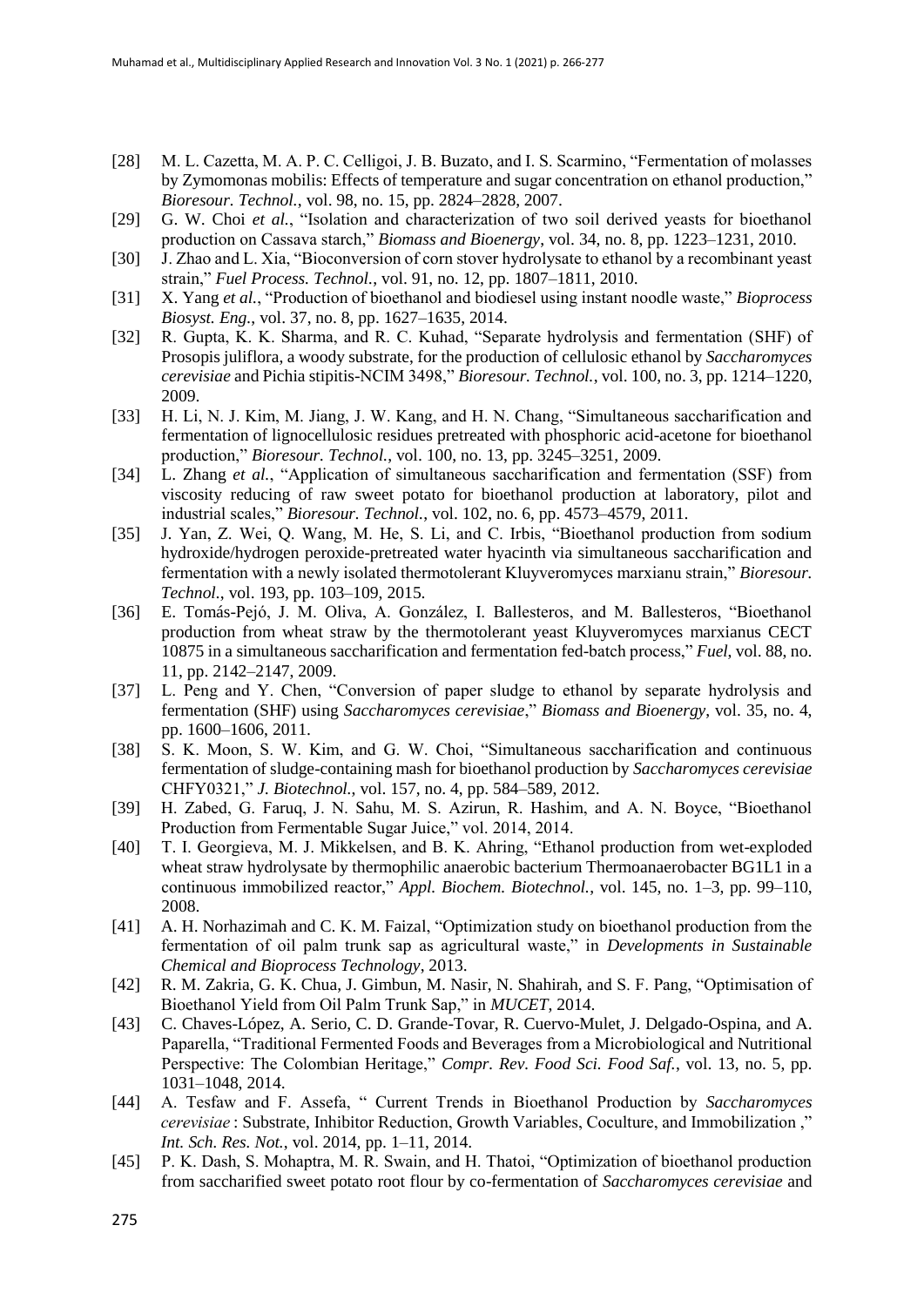- [28] M. L. Cazetta, M. A. P. C. Celligoi, J. B. Buzato, and I. S. Scarmino, "Fermentation of molasses by Zymomonas mobilis: Effects of temperature and sugar concentration on ethanol production," *Bioresour. Technol.*, vol. 98, no. 15, pp. 2824–2828, 2007.
- [29] G. W. Choi *et al.*, "Isolation and characterization of two soil derived yeasts for bioethanol production on Cassava starch," *Biomass and Bioenergy*, vol. 34, no. 8, pp. 1223–1231, 2010.
- [30] J. Zhao and L. Xia, "Bioconversion of corn stover hydrolysate to ethanol by a recombinant yeast strain," *Fuel Process. Technol.*, vol. 91, no. 12, pp. 1807–1811, 2010.
- [31] X. Yang *et al.*, "Production of bioethanol and biodiesel using instant noodle waste," *Bioprocess Biosyst. Eng.*, vol. 37, no. 8, pp. 1627–1635, 2014.
- [32] R. Gupta, K. K. Sharma, and R. C. Kuhad, "Separate hydrolysis and fermentation (SHF) of Prosopis juliflora, a woody substrate, for the production of cellulosic ethanol by *Saccharomyces cerevisiae* and Pichia stipitis-NCIM 3498," *Bioresour. Technol.*, vol. 100, no. 3, pp. 1214–1220, 2009.
- [33] H. Li, N. J. Kim, M. Jiang, J. W. Kang, and H. N. Chang, "Simultaneous saccharification and fermentation of lignocellulosic residues pretreated with phosphoric acid-acetone for bioethanol production," *Bioresour. Technol.*, vol. 100, no. 13, pp. 3245–3251, 2009.
- [34] L. Zhang *et al.*, "Application of simultaneous saccharification and fermentation (SSF) from viscosity reducing of raw sweet potato for bioethanol production at laboratory, pilot and industrial scales," *Bioresour. Technol.*, vol. 102, no. 6, pp. 4573–4579, 2011.
- [35] J. Yan, Z. Wei, Q. Wang, M. He, S. Li, and C. Irbis, "Bioethanol production from sodium hydroxide/hydrogen peroxide-pretreated water hyacinth via simultaneous saccharification and fermentation with a newly isolated thermotolerant Kluyveromyces marxianu strain," *Bioresour. Technol.*, vol. 193, pp. 103–109, 2015.
- [36] E. Tomás-Pejó, J. M. Oliva, A. González, I. Ballesteros, and M. Ballesteros, "Bioethanol production from wheat straw by the thermotolerant yeast Kluyveromyces marxianus CECT 10875 in a simultaneous saccharification and fermentation fed-batch process," *Fuel*, vol. 88, no. 11, pp. 2142–2147, 2009.
- [37] L. Peng and Y. Chen, "Conversion of paper sludge to ethanol by separate hydrolysis and fermentation (SHF) using *Saccharomyces cerevisiae*," *Biomass and Bioenergy*, vol. 35, no. 4, pp. 1600–1606, 2011.
- [38] S. K. Moon, S. W. Kim, and G. W. Choi, "Simultaneous saccharification and continuous fermentation of sludge-containing mash for bioethanol production by *Saccharomyces cerevisiae* CHFY0321," *J. Biotechnol.*, vol. 157, no. 4, pp. 584–589, 2012.
- [39] H. Zabed, G. Faruq, J. N. Sahu, M. S. Azirun, R. Hashim, and A. N. Boyce, "Bioethanol Production from Fermentable Sugar Juice," vol. 2014, 2014.
- [40] T. I. Georgieva, M. J. Mikkelsen, and B. K. Ahring, "Ethanol production from wet-exploded wheat straw hydrolysate by thermophilic anaerobic bacterium Thermoanaerobacter BG1L1 in a continuous immobilized reactor," *Appl. Biochem. Biotechnol.*, vol. 145, no. 1–3, pp. 99–110, 2008.
- [41] A. H. Norhazimah and C. K. M. Faizal, "Optimization study on bioethanol production from the fermentation of oil palm trunk sap as agricultural waste," in *Developments in Sustainable Chemical and Bioprocess Technology*, 2013.
- [42] R. M. Zakria, G. K. Chua, J. Gimbun, M. Nasir, N. Shahirah, and S. F. Pang, "Optimisation of Bioethanol Yield from Oil Palm Trunk Sap," in *MUCET*, 2014.
- [43] C. Chaves-López, A. Serio, C. D. Grande-Tovar, R. Cuervo-Mulet, J. Delgado-Ospina, and A. Paparella, "Traditional Fermented Foods and Beverages from a Microbiological and Nutritional Perspective: The Colombian Heritage," *Compr. Rev. Food Sci. Food Saf.*, vol. 13, no. 5, pp. 1031–1048, 2014.
- [44] A. Tesfaw and F. Assefa, " Current Trends in Bioethanol Production by *Saccharomyces cerevisiae* : Substrate, Inhibitor Reduction, Growth Variables, Coculture, and Immobilization ," *Int. Sch. Res. Not.*, vol. 2014, pp. 1–11, 2014.
- [45] P. K. Dash, S. Mohaptra, M. R. Swain, and H. Thatoi, "Optimization of bioethanol production from saccharified sweet potato root flour by co-fermentation of *Saccharomyces cerevisiae* and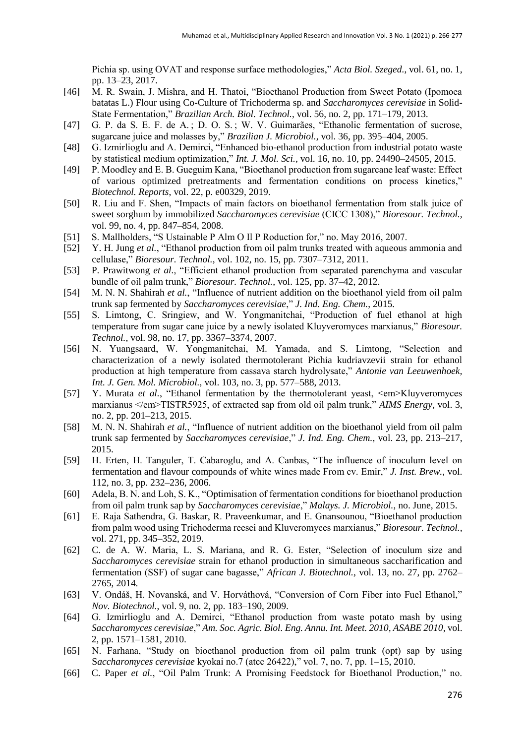Pichia sp. using OVAT and response surface methodologies," *Acta Biol. Szeged.*, vol. 61, no. 1, pp. 13–23, 2017.

[46] M. R. Swain, J. Mishra, and H. Thatoi, "Bioethanol Production from Sweet Potato (Ipomoea batatas L.) Flour using Co-Culture of Trichoderma sp. and *Saccharomyces cerevisiae* in Solid-State Fermentation," *Brazilian Arch. Biol. Technol.*, vol. 56, no. 2, pp. 171–179, 2013.

[47] G. P. da S. E. F. de A. ; D. O. S. ; W. V. Guimarães, "Ethanolic fermentation of sucrose, sugarcane juice and molasses by," *Brazilian J. Microbiol.*, vol. 36, pp. 395–404, 2005.

[48] G. Izmirlioglu and A. Demirci, "Enhanced bio-ethanol production from industrial potato waste by statistical medium optimization," *Int. J. Mol. Sci.*, vol. 16, no. 10, pp. 24490–24505, 2015.

[49] P. Moodley and E. B. Gueguim Kana, "Bioethanol production from sugarcane leaf waste: Effect of various optimized pretreatments and fermentation conditions on process kinetics," *Biotechnol. Reports*, vol. 22, p. e00329, 2019.

[50] R. Liu and F. Shen, "Impacts of main factors on bioethanol fermentation from stalk juice of sweet sorghum by immobilized *Saccharomyces cerevisiae* (CICC 1308)," *Bioresour. Technol.*, vol. 99, no. 4, pp. 847–854, 2008.

[51] S. Mallholders, "S Ustainable P Alm O Il P Roduction for," no. May 2016, 2007.

[52] Y. H. Jung *et al.*, "Ethanol production from oil palm trunks treated with aqueous ammonia and cellulase," *Bioresour. Technol.*, vol. 102, no. 15, pp. 7307–7312, 2011.

[53] P. Prawitwong *et al.*, "Efficient ethanol production from separated parenchyma and vascular bundle of oil palm trunk," *Bioresour. Technol.*, vol. 125, pp. 37–42, 2012.

[54] M. N. N. Shahirah *et al.*, "Influence of nutrient addition on the bioethanol yield from oil palm trunk sap fermented by *Saccharomyces cerevisiae*," *J. Ind. Eng. Chem.*, 2015.

[55] S. Limtong, C. Sringiew, and W. Yongmanitchai, "Production of fuel ethanol at high temperature from sugar cane juice by a newly isolated Kluyveromyces marxianus," *Bioresour. Technol.*, vol. 98, no. 17, pp. 3367–3374, 2007.

[56] N. Yuangsaard, W. Yongmanitchai, M. Yamada, and S. Limtong, "Selection and characterization of a newly isolated thermotolerant Pichia kudriavzevii strain for ethanol production at high temperature from cassava starch hydrolysate," *Antonie van Leeuwenhoek, Int. J. Gen. Mol. Microbiol.*, vol. 103, no. 3, pp. 577–588, 2013.

[57] Y. Murata *et al.*, "Ethanol fermentation by the thermotolerant yeast, <em>Kluyveromyces marxianus </em>TISTR5925, of extracted sap from old oil palm trunk," *AIMS Energy*, vol. 3, no. 2, pp. 201–213, 2015.

[58] M. N. N. Shahirah *et al.*, "Influence of nutrient addition on the bioethanol yield from oil palm trunk sap fermented by *Saccharomyces cerevisiae*," *J. Ind. Eng. Chem.*, vol. 23, pp. 213–217, 2015.

[59] H. Erten, H. Tanguler, T. Cabaroglu, and A. Canbas, "The influence of inoculum level on fermentation and flavour compounds of white wines made From cv. Emir," *J. Inst. Brew.*, vol. 112, no. 3, pp. 232–236, 2006.

[60] Adela, B. N. and Loh, S. K., "Optimisation of fermentation conditions for bioethanol production from oil palm trunk sap by *Saccharomyces cerevisiae*," *Malays. J. Microbiol.*, no. June, 2015.

[61] E. Raja Sathendra, G. Baskar, R. Praveenkumar, and E. Gnansounou, "Bioethanol production from palm wood using Trichoderma reesei and Kluveromyces marxianus," *Bioresour. Technol.*, vol. 271, pp. 345–352, 2019.

[62] C. de A. W. Maria, L. S. Mariana, and R. G. Ester, "Selection of inoculum size and *Saccharomyces cerevisiae* strain for ethanol production in simultaneous saccharification and fermentation (SSF) of sugar cane bagasse," *African J. Biotechnol.*, vol. 13, no. 27, pp. 2762–2765, 2014.

[63] V. Ondáš, H. Novanská, and V. Horváthová, "Conversion of Corn Fiber into Fuel Ethanol," *Nov. Biotechnol.*, vol. 9, no. 2, pp. 183–190, 2009.

[64] G. Izmirlioglu and A. Demirci, "Ethanol production from waste potato mash by using *Saccharomyces cerevisiae*," *Am. Soc. Agric. Biol. Eng. Annu. Int. Meet. 2010, ASABE 2010*, vol. 2, pp. 1571–1581, 2010.

[65] N. Farhana, "Study on bioethanol production from oil palm trunk (opt) sap by using S*accharomyces cerevisiae* kyokai no.7 (atcc 26422)," vol. 7, no. 7, pp. 1–15, 2010.

[66] C. Paper *et al.*, "Oil Palm Trunk: A Promising Feedstock for Bioethanol Production," no.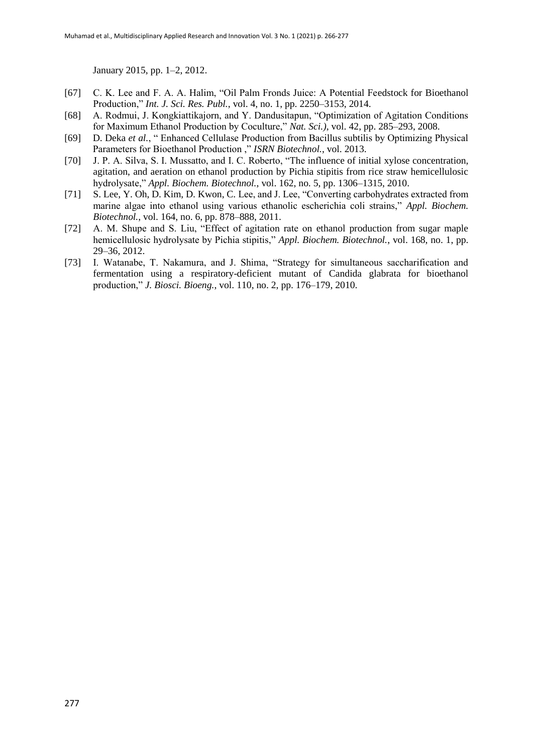January 2015, pp. 1–2, 2012.

[67] C. K. Lee and F. A. A. Halim, “Oil Palm Fronds Juice: A Potential Feedstock for Bioethanol Production,” *Int. J. Sci. Res. Publ.*, vol. 4, no. 1, pp. 2250–3153, 2014.

[68] A. Rodmui, J. Kongkiattikajorn, and Y. Dandusitapun, “Optimization of Agitation Conditions for Maximum Ethanol Production by Coculture,” *Nat. Sci.)*, vol. 42, pp. 285–293, 2008.

[69] D. Deka *et al.*, “ Enhanced Cellulase Production from Bacillus subtilis by Optimizing Physical Parameters for Bioethanol Production ,” *ISRN Biotechnol.*, vol. 2013.

[70] J. P. A. Silva, S. I. Mussatto, and I. C. Roberto, “The influence of initial xylose concentration, agitation, and aeration on ethanol production by Pichia stipitis from rice straw hemicellulosic hydrolysate,” *Appl. Biochem. Biotechnol.*, vol. 162, no. 5, pp. 1306–1315, 2010.

[71] S. Lee, Y. Oh, D. Kim, D. Kwon, C. Lee, and J. Lee, “Converting carbohydrates extracted from marine algae into ethanol using various ethanolic escherichia coli strains,” *Appl. Biochem. Biotechnol.*, vol. 164, no. 6, pp. 878–888, 2011.

[72] A. M. Shupe and S. Liu, “Effect of agitation rate on ethanol production from sugar maple hemicellulosic hydrolysate by Pichia stipitis,” *Appl. Biochem. Biotechnol.*, vol. 168, no. 1, pp. 29–36, 2012.

[73] I. Watanabe, T. Nakamura, and J. Shima, “Strategy for simultaneous saccharification and fermentation using a respiratory-deficient mutant of Candida glabrata for bioethanol production,” *J. Biosci. Bioeng.*, vol. 110, no. 2, pp. 176–179, 2010.